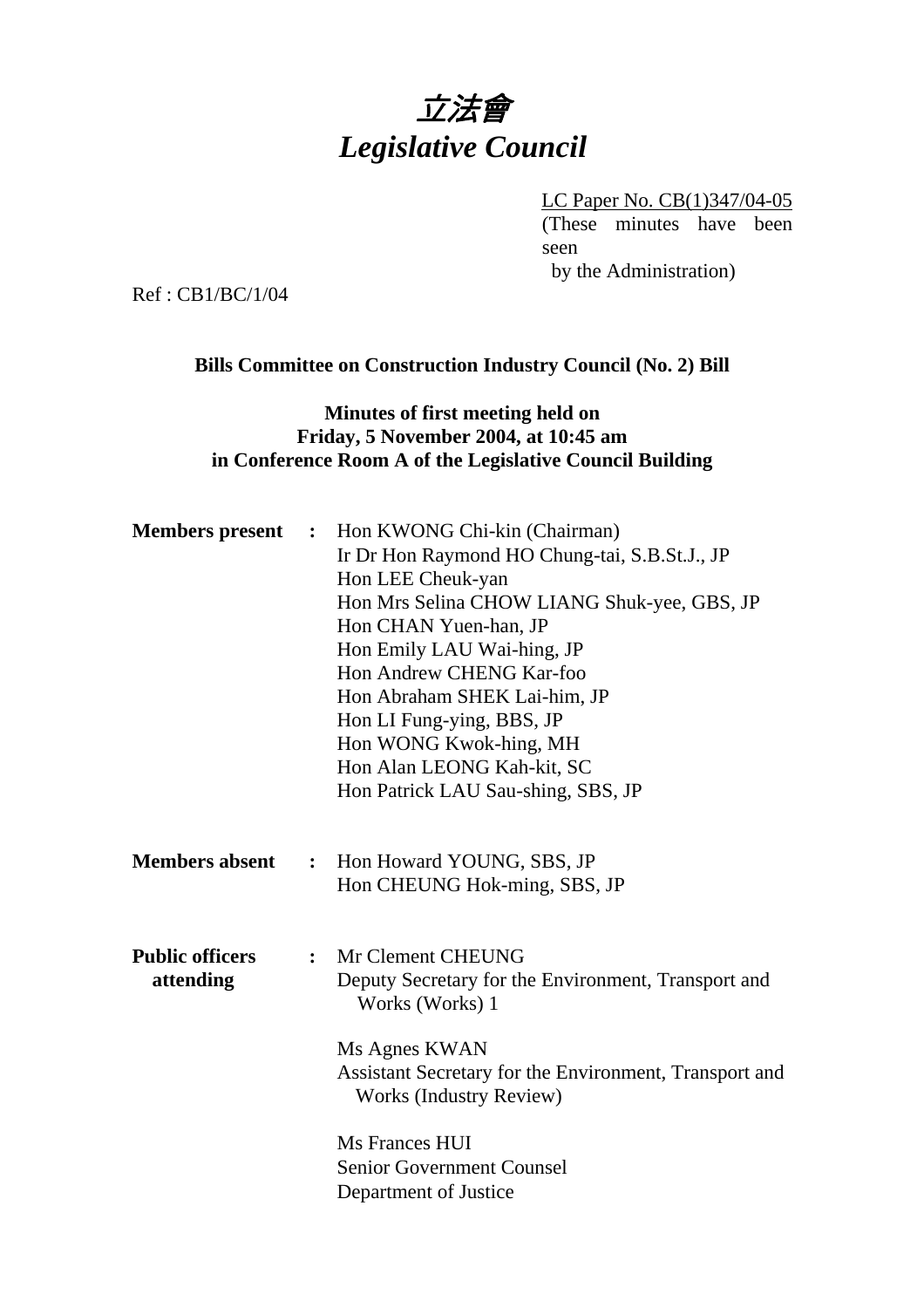# 立法會
# *Legislative Council*

LC Paper No. CB(1)347/04-05
(These minutes have been seen by the Administration)

Ref : CB1/BC/1/04

**Bills Committee on Construction Industry Council (No. 2) Bill**

**Minutes of first meeting held on**
**Friday, 5 November 2004, at 10:45 am**
**in Conference Room A of the Legislative Council Building**

**Members present :**
Hon KWONG Chi-kin (Chairman)
Ir Dr Hon Raymond HO Chung-tai, S.B.St.J., JP
Hon LEE Cheuk-yan
Hon Mrs Selina CHOW LIANG Shuk-yee, GBS, JP
Hon CHAN Yuen-han, JP
Hon Emily LAU Wai-hing, JP
Hon Andrew CHENG Kar-foo
Hon Abraham SHEK Lai-him, JP
Hon LI Fung-ying, BBS, JP
Hon WONG Kwok-hing, MH
Hon Alan LEONG Kah-kit, SC
Hon Patrick LAU Sau-shing, SBS, JP

**Members absent :**
Hon Howard YOUNG, SBS, JP
Hon CHEUNG Hok-ming, SBS, JP

**Public officers attending :**
Mr Clement CHEUNG
Deputy Secretary for the Environment, Transport and Works (Works) 1

Ms Agnes KWAN
Assistant Secretary for the Environment, Transport and Works (Industry Review)

Ms Frances HUI
Senior Government Counsel
Department of Justice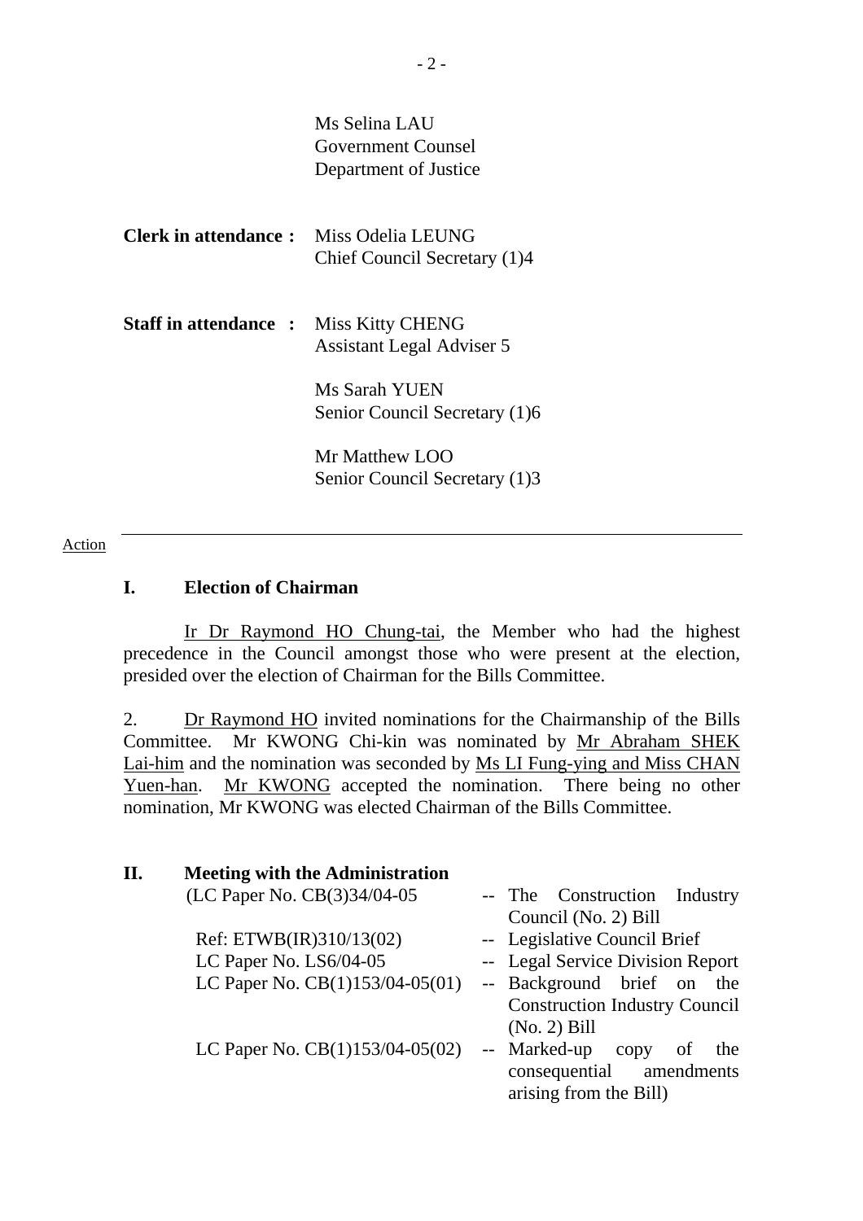Ms Selina LAU
Government Counsel
Department of Justice

**Clerk in attendance :** Miss Odelia LEUNG
Chief Council Secretary (1)4

**Staff in attendance :** Miss Kitty CHENG
Assistant Legal Adviser 5

Ms Sarah YUEN
Senior Council Secretary (1)6

Mr Matthew LOO
Senior Council Secretary (1)3

---

Action

## I. Election of Chairman

Ir Dr Raymond HO Chung-tai, the Member who had the highest precedence in the Council amongst those who were present at the election, presided over the election of Chairman for the Bills Committee.

2. Dr Raymond HO invited nominations for the Chairmanship of the Bills Committee. Mr KWONG Chi-kin was nominated by Mr Abraham SHEK Lai-him and the nomination was seconded by Ms LI Fung-ying and Miss CHAN Yuen-han. Mr KWONG accepted the nomination. There being no other nomination, Mr KWONG was elected Chairman of the Bills Committee.

## II. Meeting with the Administration

(LC Paper No. CB(3)34/04-05 -- The Construction Industry Council (No. 2) Bill

Ref: ETWB(IR)310/13(02) -- Legislative Council Brief

LC Paper No. LS6/04-05 -- Legal Service Division Report

LC Paper No. CB(1)153/04-05(01) -- Background brief on the Construction Industry Council (No. 2) Bill

LC Paper No. CB(1)153/04-05(02) -- Marked-up copy of the consequential amendments arising from the Bill)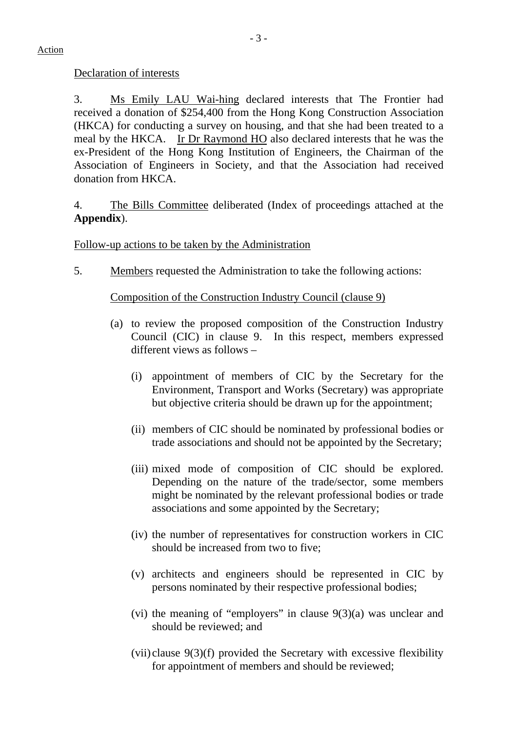Action

Declaration of interests

3. Ms Emily LAU Wai-hing declared interests that The Frontier had received a donation of $254,400 from the Hong Kong Construction Association (HKCA) for conducting a survey on housing, and that she had been treated to a meal by the HKCA. Ir Dr Raymond HO also declared interests that he was the ex-President of the Hong Kong Institution of Engineers, the Chairman of the Association of Engineers in Society, and that the Association had received donation from HKCA.

4. The Bills Committee deliberated (Index of proceedings attached at the **Appendix**).

Follow-up actions to be taken by the Administration

5. Members requested the Administration to take the following actions:

Composition of the Construction Industry Council (clause 9)

(a) to review the proposed composition of the Construction Industry Council (CIC) in clause 9. In this respect, members expressed different views as follows –

(i) appointment of members of CIC by the Secretary for the Environment, Transport and Works (Secretary) was appropriate but objective criteria should be drawn up for the appointment;

(ii) members of CIC should be nominated by professional bodies or trade associations and should not be appointed by the Secretary;

(iii) mixed mode of composition of CIC should be explored. Depending on the nature of the trade/sector, some members might be nominated by the relevant professional bodies or trade associations and some appointed by the Secretary;

(iv) the number of representatives for construction workers in CIC should be increased from two to five;

(v) architects and engineers should be represented in CIC by persons nominated by their respective professional bodies;

(vi) the meaning of "employers" in clause 9(3)(a) was unclear and should be reviewed; and

(vii) clause 9(3)(f) provided the Secretary with excessive flexibility for appointment of members and should be reviewed;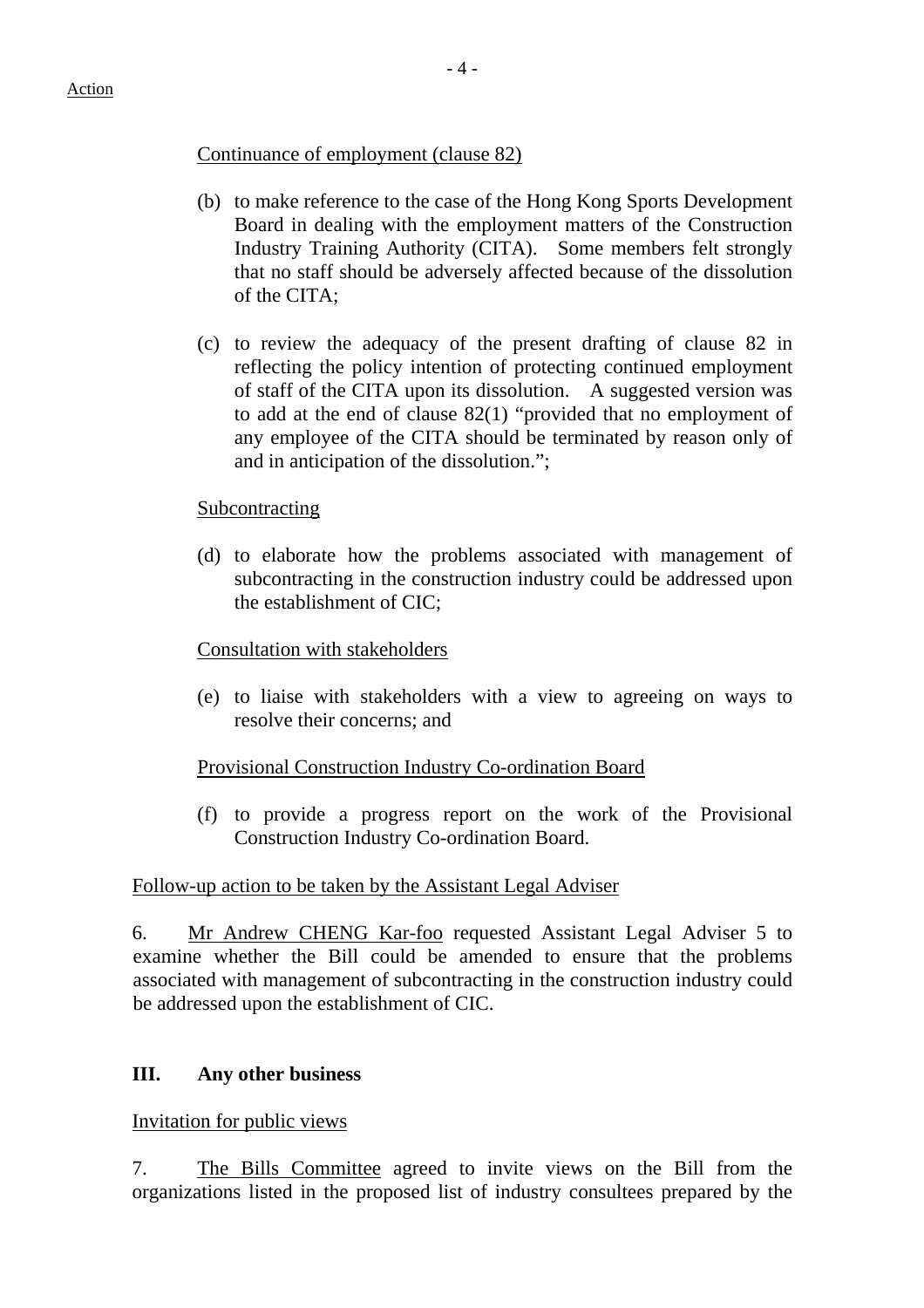Action

Continuance of employment (clause 82)

(b) to make reference to the case of the Hong Kong Sports Development Board in dealing with the employment matters of the Construction Industry Training Authority (CITA). Some members felt strongly that no staff should be adversely affected because of the dissolution of the CITA;

(c) to review the adequacy of the present drafting of clause 82 in reflecting the policy intention of protecting continued employment of staff of the CITA upon its dissolution. A suggested version was to add at the end of clause 82(1) "provided that no employment of any employee of the CITA should be terminated by reason only of and in anticipation of the dissolution.";

Subcontracting

(d) to elaborate how the problems associated with management of subcontracting in the construction industry could be addressed upon the establishment of CIC;

Consultation with stakeholders

(e) to liaise with stakeholders with a view to agreeing on ways to resolve their concerns; and

Provisional Construction Industry Co-ordination Board

(f) to provide a progress report on the work of the Provisional Construction Industry Co-ordination Board.

Follow-up action to be taken by the Assistant Legal Adviser

6. Mr Andrew CHENG Kar-foo requested Assistant Legal Adviser 5 to examine whether the Bill could be amended to ensure that the problems associated with management of subcontracting in the construction industry could be addressed upon the establishment of CIC.

## III. Any other business

Invitation for public views

7. The Bills Committee agreed to invite views on the Bill from the organizations listed in the proposed list of industry consultees prepared by the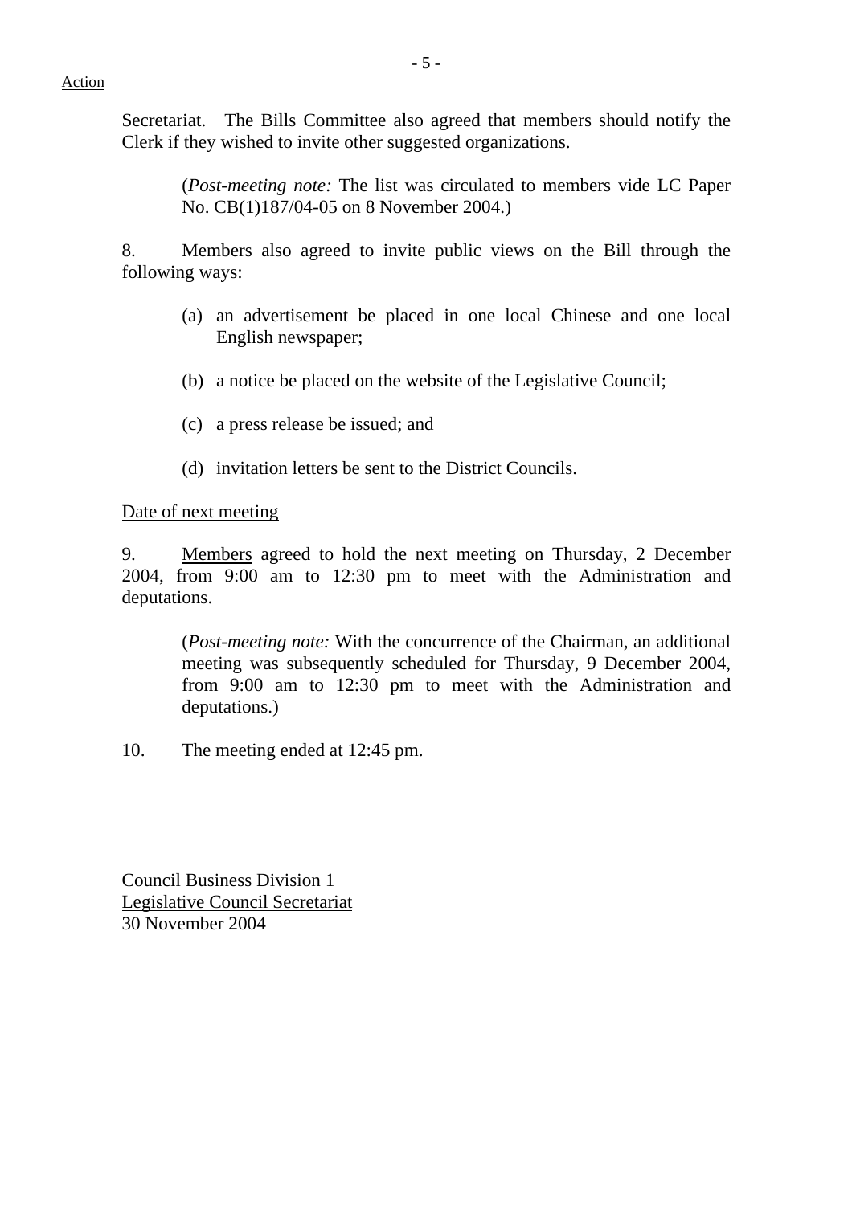Action

Secretariat. The Bills Committee also agreed that members should notify the Clerk if they wished to invite other suggested organizations.

> (*Post-meeting note:* The list was circulated to members vide LC Paper No. CB(1)187/04-05 on 8 November 2004.)

8. Members also agreed to invite public views on the Bill through the following ways:

   (a) an advertisement be placed in one local Chinese and one local English newspaper;

   (b) a notice be placed on the website of the Legislative Council;

   (c) a press release be issued; and

   (d) invitation letters be sent to the District Councils.

Date of next meeting

9. Members agreed to hold the next meeting on Thursday, 2 December 2004, from 9:00 am to 12:30 pm to meet with the Administration and deputations.

> (*Post-meeting note:* With the concurrence of the Chairman, an additional meeting was subsequently scheduled for Thursday, 9 December 2004, from 9:00 am to 12:30 pm to meet with the Administration and deputations.)

10. The meeting ended at 12:45 pm.

Council Business Division 1
Legislative Council Secretariat
30 November 2004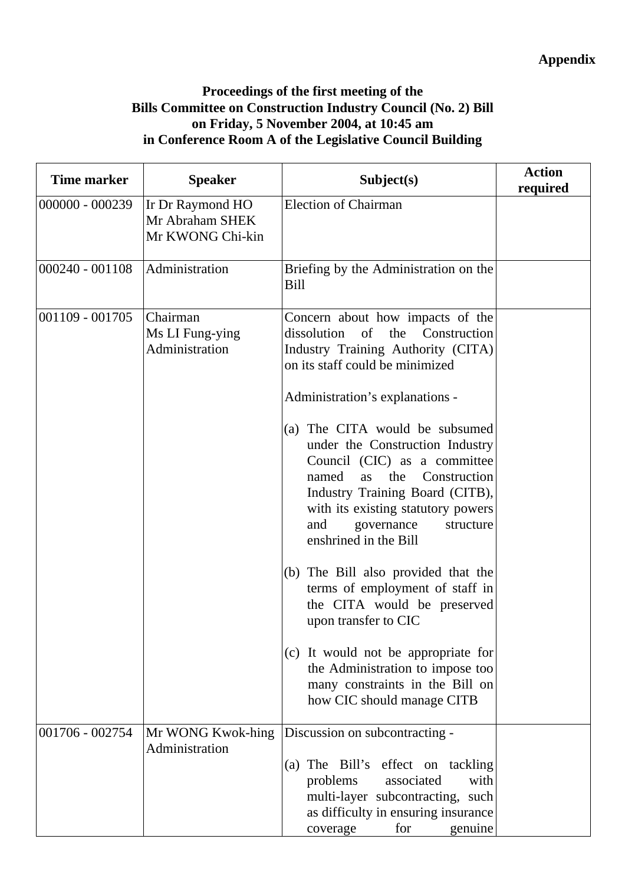**Appendix**

**Proceedings of the first meeting of the**
**Bills Committee on Construction Industry Council (No. 2) Bill**
**on Friday, 5 November 2004, at 10:45 am**
**in Conference Room A of the Legislative Council Building**

| Time marker | Speaker | Subject(s) | Action required |
|---|---|---|---|
| 000000 - 000239 | Ir Dr Raymond HO<br>Mr Abraham SHEK<br>Mr KWONG Chi-kin | Election of Chairman | |
| 000240 - 001108 | Administration | Briefing by the Administration on the Bill | |
| 001109 - 001705 | Chairman<br>Ms LI Fung-ying<br>Administration | Concern about how impacts of the dissolution of the Construction Industry Training Authority (CITA) on its staff could be minimized<br><br>Administration's explanations -<br><br>(a) The CITA would be subsumed under the Construction Industry Council (CIC) as a committee named as the Construction Industry Training Board (CITB), with its existing statutory powers and governance structure enshrined in the Bill<br><br>(b) The Bill also provided that the terms of employment of staff in the CITA would be preserved upon transfer to CIC<br><br>(c) It would not be appropriate for the Administration to impose too many constraints in the Bill on how CIC should manage CITB | |
| 001706 - 002754 | Mr WONG Kwok-hing<br>Administration | Discussion on subcontracting -<br><br>(a) The Bill's effect on tackling problems associated with multi-layer subcontracting, such as difficulty in ensuring insurance coverage for genuine | |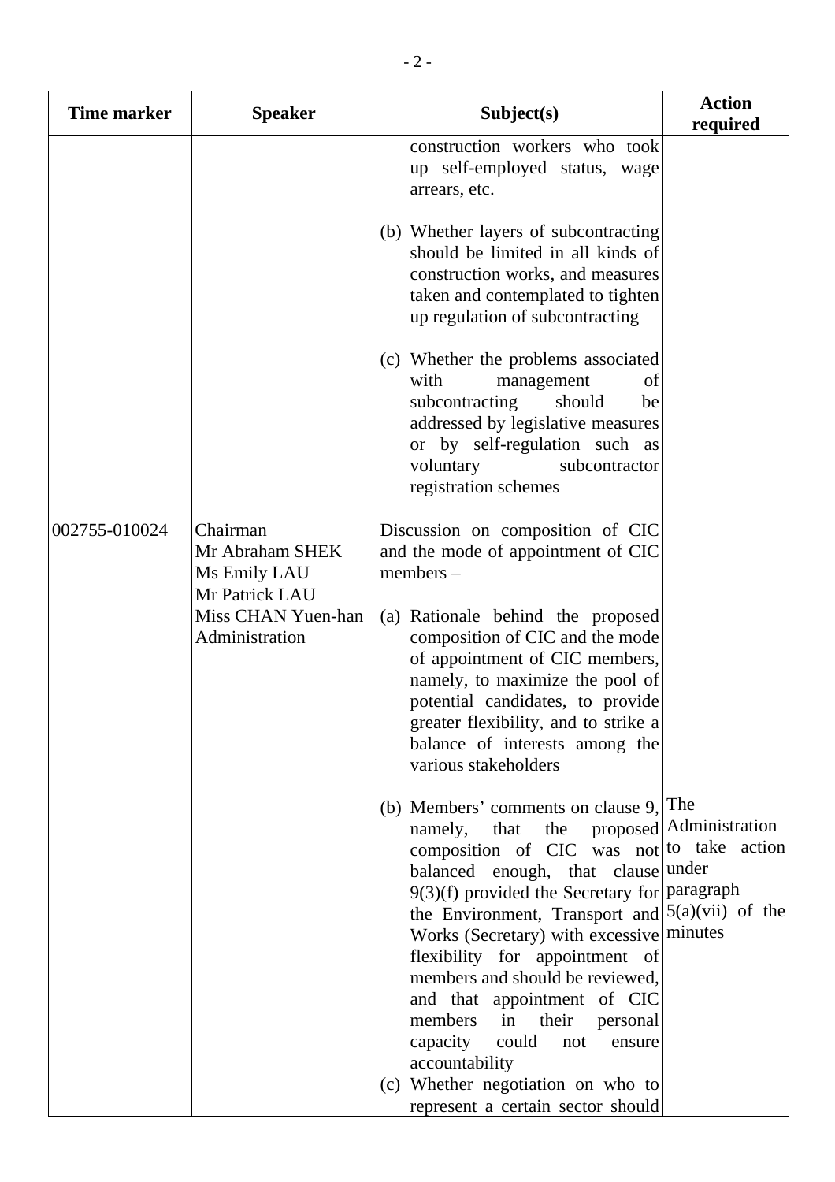| Time marker | Speaker | Subject(s) | Action required |
|---|---|---|---|
| | | construction workers who took up self-employed status, wage arrears, etc.<br><br>(b) Whether layers of subcontracting should be limited in all kinds of construction works, and measures taken and contemplated to tighten up regulation of subcontracting<br><br>(c) Whether the problems associated with management of subcontracting should be addressed by legislative measures or by self-regulation such as voluntary subcontractor registration schemes | |
| 002755-010024 | Chairman<br>Mr Abraham SHEK<br>Ms Emily LAU<br>Mr Patrick LAU<br>Miss CHAN Yuen-han<br>Administration | Discussion on composition of CIC and the mode of appointment of CIC members –<br><br>(a) Rationale behind the proposed composition of CIC and the mode of appointment of CIC members, namely, to maximize the pool of potential candidates, to provide greater flexibility, and to strike a balance of interests among the various stakeholders<br><br>(b) Members' comments on clause 9, namely, that the proposed composition of CIC was not balanced enough, that clause 9(3)(f) provided the Secretary for the Environment, Transport and Works (Secretary) with excessive flexibility for appointment of members and should be reviewed, and that appointment of CIC members in their personal capacity could not ensure accountability<br>(c) Whether negotiation on who to represent a certain sector should | The Administration to take action under paragraph 5(a)(vii) of the minutes |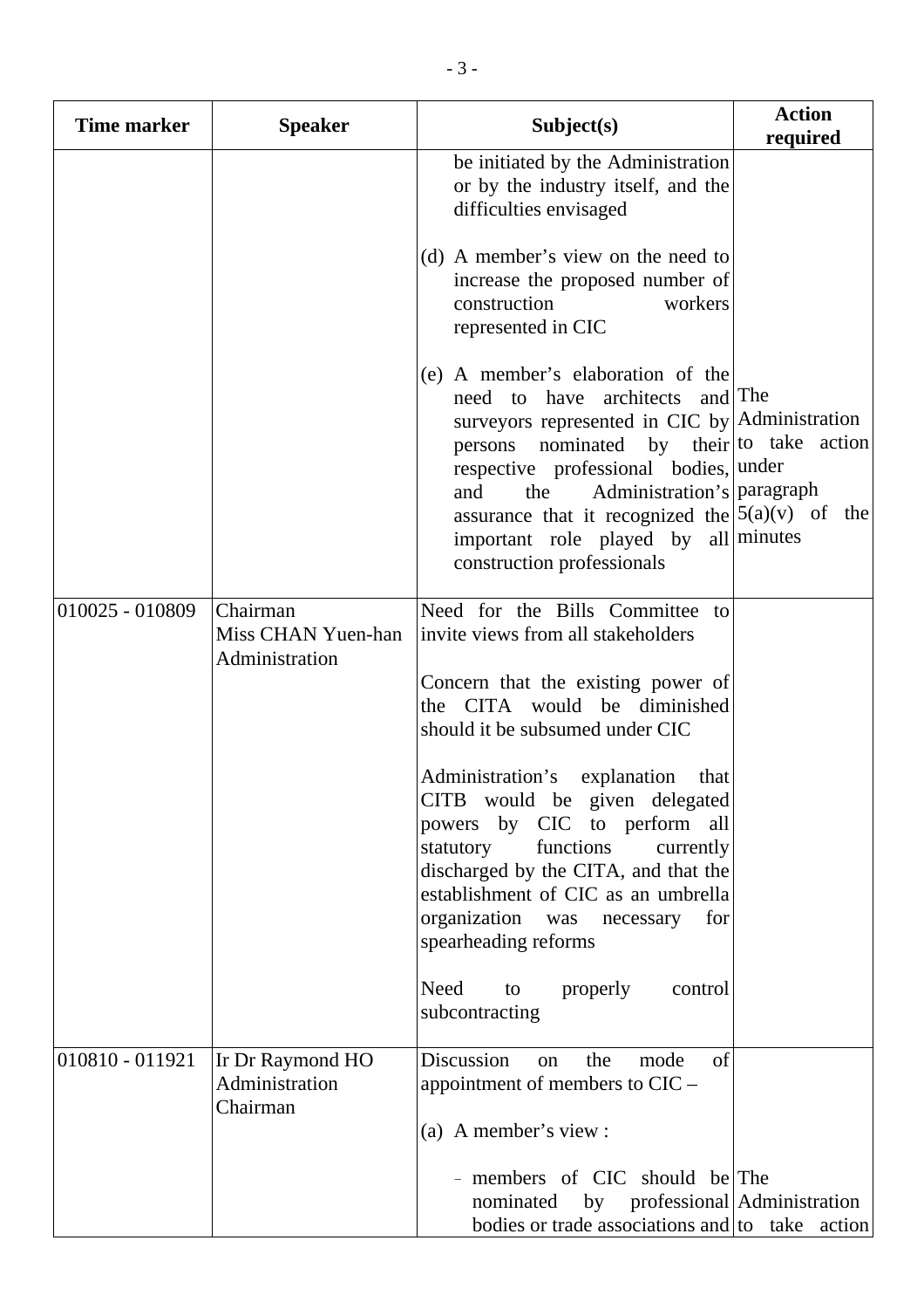| Time marker | Speaker | Subject(s) | Action required |
| --- | --- | --- | --- |
| | | be initiated by the Administration or by the industry itself, and the difficulties envisaged<br><br>(d) A member's view on the need to increase the proposed number of construction workers represented in CIC<br><br>(e) A member's elaboration of the need to have architects and surveyors represented in CIC by persons nominated by their respective professional bodies, and the Administration's assurance that it recognized the important role played by all construction professionals | The Administration to take action under paragraph 5(a)(v) of the minutes |
| 010025 - 010809 | Chairman<br>Miss CHAN Yuen-han<br>Administration | Need for the Bills Committee to invite views from all stakeholders<br><br>Concern that the existing power of the CITA would be diminished should it be subsumed under CIC<br><br>Administration's explanation that CITB would be given delegated powers by CIC to perform all statutory functions currently discharged by the CITA, and that the establishment of CIC as an umbrella organization was necessary for spearheading reforms<br><br>Need to properly control subcontracting | |
| 010810 - 011921 | Ir Dr Raymond HO<br>Administration<br>Chairman | Discussion on the mode of appointment of members to CIC –<br><br>(a) A member's view :<br><br>- members of CIC should be nominated by professional bodies or trade associations and | The Administration to take action |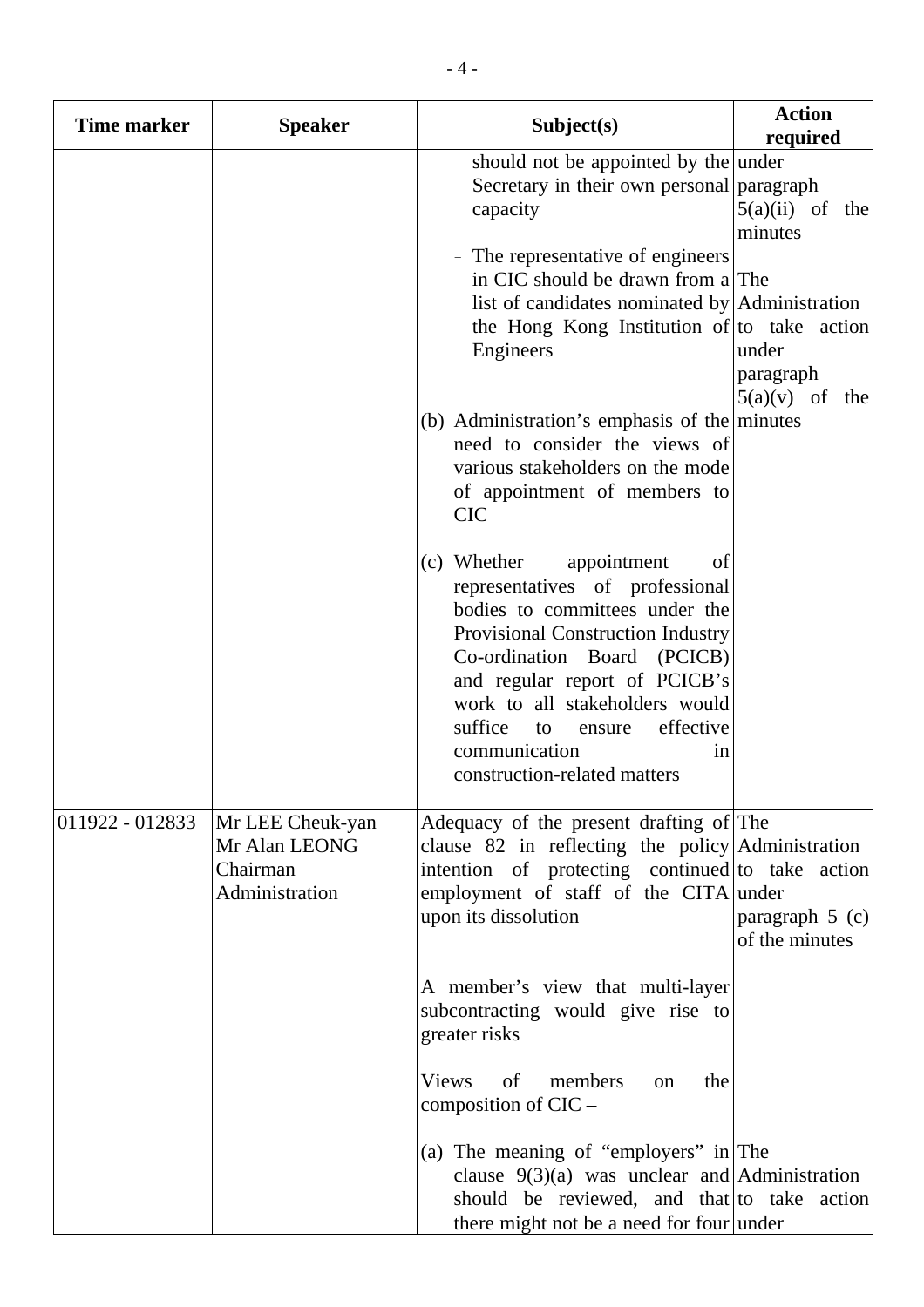| Time marker | Speaker | Subject(s) | Action required |
|---|---|---|---|
| | | should not be appointed by the Secretary in their own personal capacity<br><br>- The representative of engineers in CIC should be drawn from a list of candidates nominated by the Hong Kong Institution of Engineers<br><br>(b) Administration's emphasis of the need to consider the views of various stakeholders on the mode of appointment of members to CIC<br><br>(c) Whether appointment of representatives of professional bodies to committees under the Provisional Construction Industry Co-ordination Board (PCICB) and regular report of PCICB's work to all stakeholders would suffice to ensure effective communication in construction-related matters | under paragraph 5(a)(ii) of the minutes<br><br>The Administration to take action under paragraph 5(a)(v) of the minutes |
| 011922 - 012833 | Mr LEE Cheuk-yan<br>Mr Alan LEONG<br>Chairman<br>Administration | Adequacy of the present drafting of clause 82 in reflecting the policy intention of protecting continued employment of staff of the CITA upon its dissolution<br><br>A member's view that multi-layer subcontracting would give rise to greater risks<br><br>Views of members on the composition of CIC –<br><br>(a) The meaning of "employers" in clause 9(3)(a) was unclear and should be reviewed, and that there might not be a need for four | The Administration to take action under paragraph 5 (c) of the minutes<br><br>The Administration to take action under |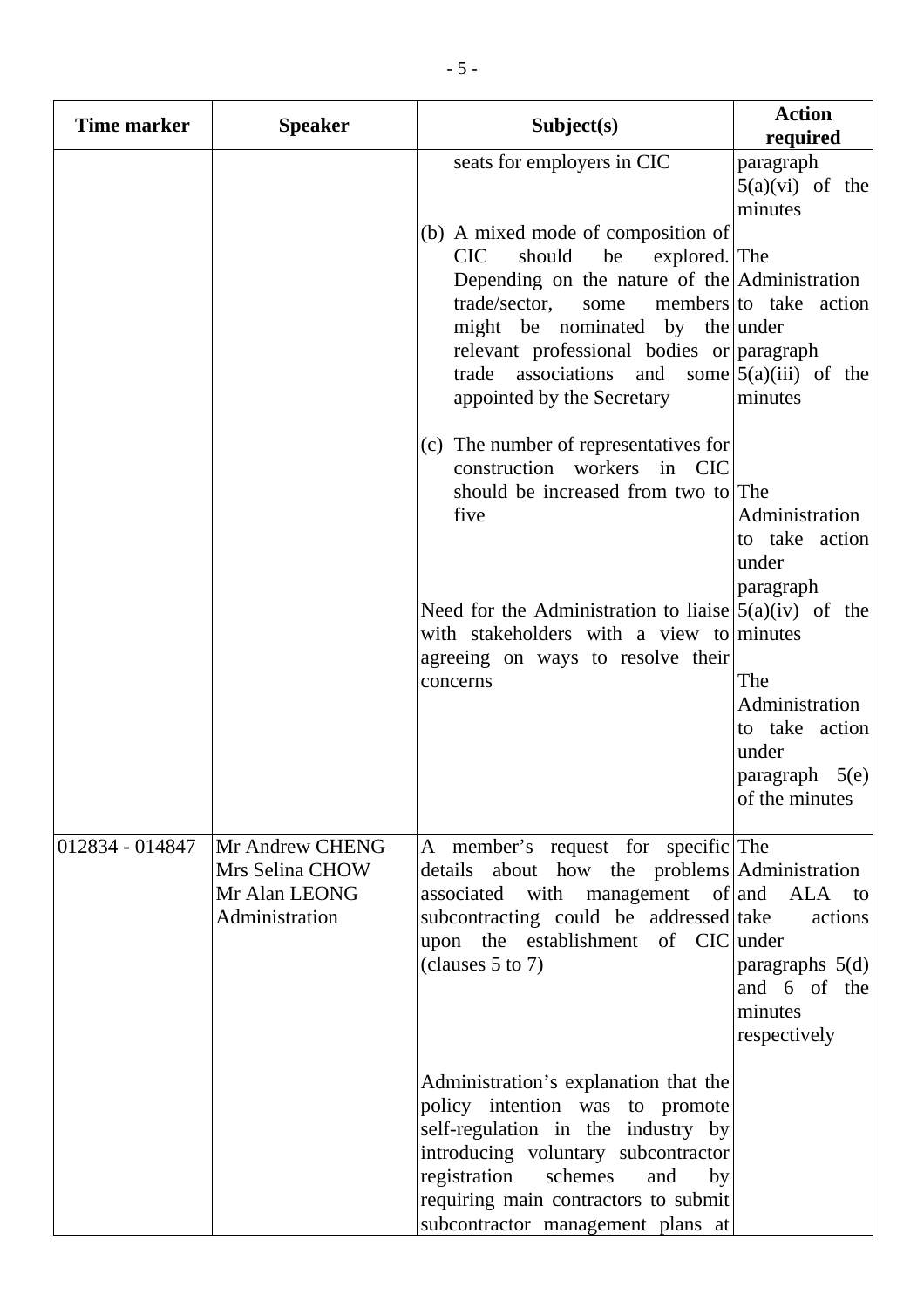| Time marker | Speaker | Subject(s) | Action required |
|---|---|---|---|
| | | seats for employers in CIC<br><br>(b) A mixed mode of composition of CIC should be explored. Depending on the nature of the trade/sector, some members might be nominated by the relevant professional bodies or trade associations and some appointed by the Secretary<br><br>(c) The number of representatives for construction workers in CIC should be increased from two to five<br><br>Need for the Administration to liaise with stakeholders with a view to agreeing on ways to resolve their concerns | paragraph 5(a)(vi) of the minutes<br><br>The Administration to take action under paragraph 5(a)(iii) of the minutes<br><br>The Administration to take action under paragraph 5(a)(iv) of the minutes<br><br>The Administration to take action under paragraph 5(e) of the minutes |
| 012834 - 014847 | Mr Andrew CHENG<br>Mrs Selina CHOW<br>Mr Alan LEONG<br>Administration | A member's request for specific details about how the problems associated with management of subcontracting could be addressed upon the establishment of CIC (clauses 5 to 7)<br><br>Administration's explanation that the policy intention was to promote self-regulation in the industry by introducing voluntary subcontractor registration schemes and by requiring main contractors to submit subcontractor management plans at | The Administration and ALA to take actions under paragraphs 5(d) and 6 of the minutes respectively |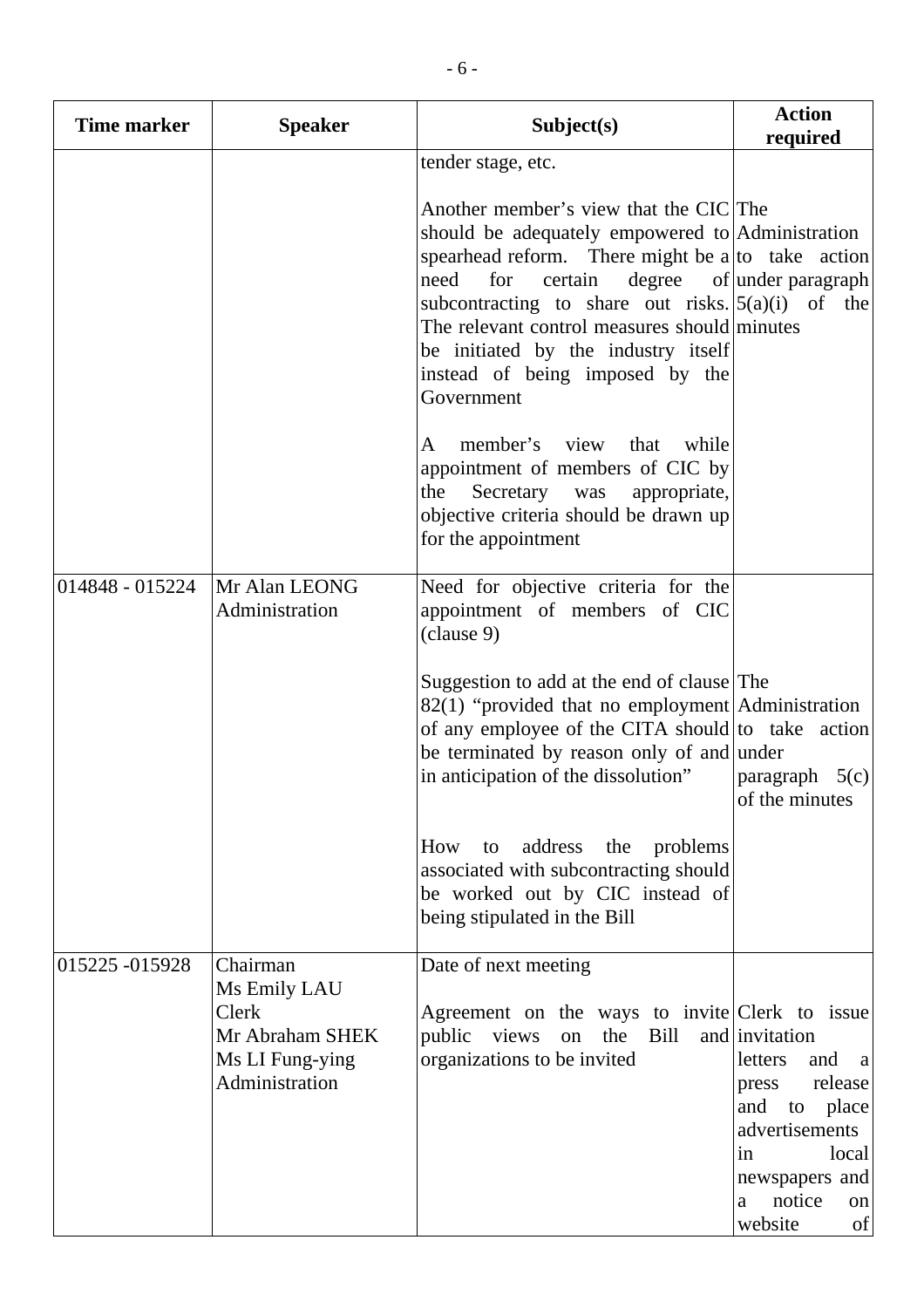| Time marker | Speaker | Subject(s) | Action required |
|---|---|---|---|
| | | tender stage, etc.<br><br>Another member's view that the CIC should be adequately empowered to spearhead reform. There might be a need for certain degree of subcontracting to share out risks. The relevant control measures should be initiated by the industry itself instead of being imposed by the Government<br><br>A member's view that while appointment of members of CIC by the Secretary was appropriate, objective criteria should be drawn up for the appointment | The Administration to take action under paragraph 5(a)(i) of the minutes |
| 014848 - 015224 | Mr Alan LEONG<br>Administration | Need for objective criteria for the appointment of members of CIC (clause 9)<br><br>Suggestion to add at the end of clause 82(1) "provided that no employment of any employee of the CITA should be terminated by reason only of and in anticipation of the dissolution"<br><br>How to address the problems associated with subcontracting should be worked out by CIC instead of being stipulated in the Bill | The Administration to take action under paragraph 5(c) of the minutes |
| 015225 -015928 | Chairman<br>Ms Emily LAU<br>Clerk<br>Mr Abraham SHEK<br>Ms LI Fung-ying<br>Administration | Date of next meeting<br><br>Agreement on the ways to invite public views on the Bill and organizations to be invited | Clerk to issue invitation letters and a press release and to place advertisements in local newspapers and a notice on website of |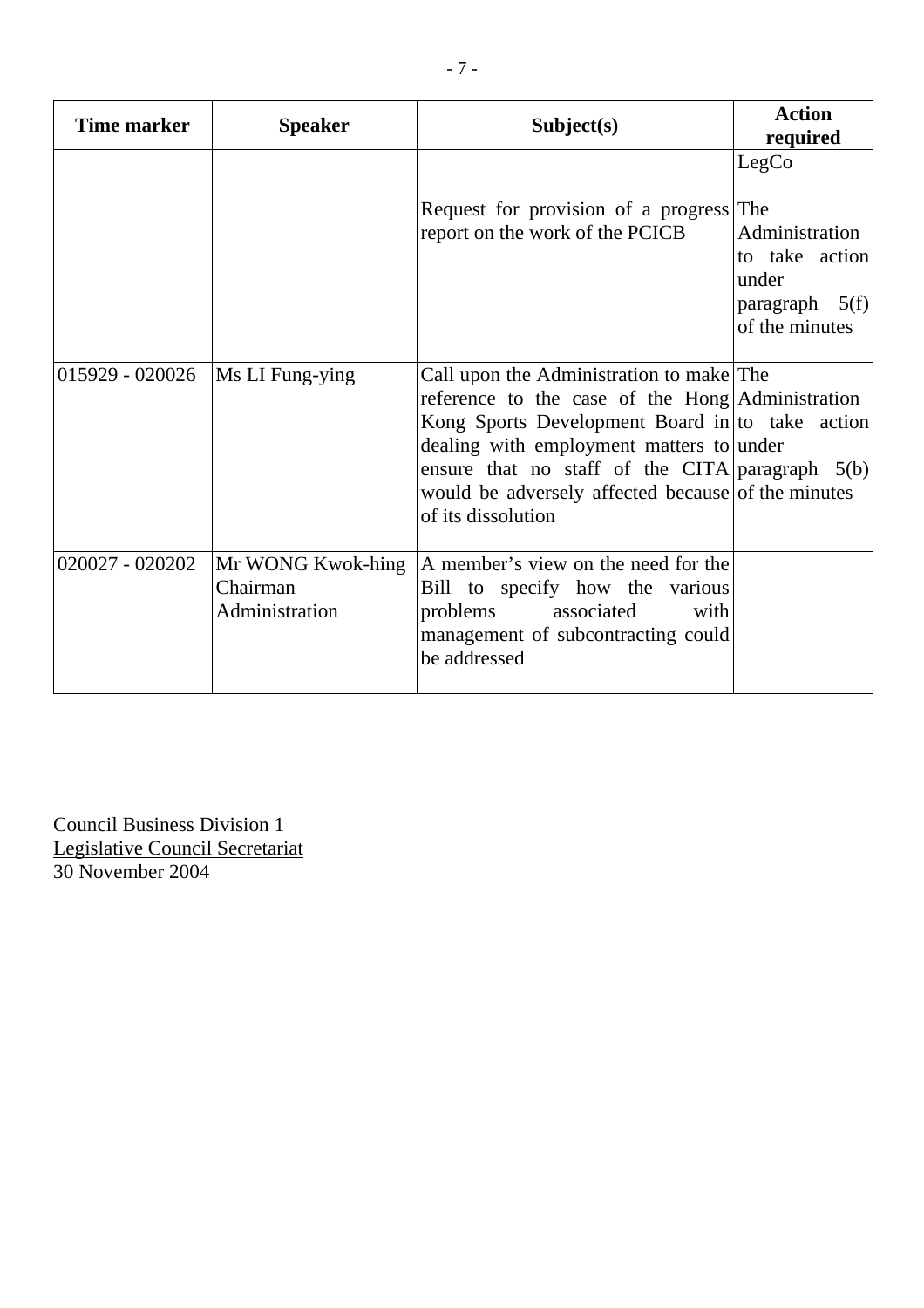| Time marker | Speaker | Subject(s) | Action required |
|---|---|---|---|
| | | | LegCo |
| | | Request for provision of a progress report on the work of the PCICB | The Administration to take action under paragraph 5(f) of the minutes |
| 015929 - 020026 | Ms LI Fung-ying | Call upon the Administration to make reference to the case of the Hong Kong Sports Development Board in dealing with employment matters to ensure that no staff of the CITA would be adversely affected because of its dissolution | The Administration to take action under paragraph 5(b) of the minutes |
| 020027 - 020202 | Mr WONG Kwok-hing<br>Chairman<br>Administration | A member's view on the need for the Bill to specify how the various problems associated with management of subcontracting could be addressed | |

Council Business Division 1
Legislative Council Secretariat
30 November 2004